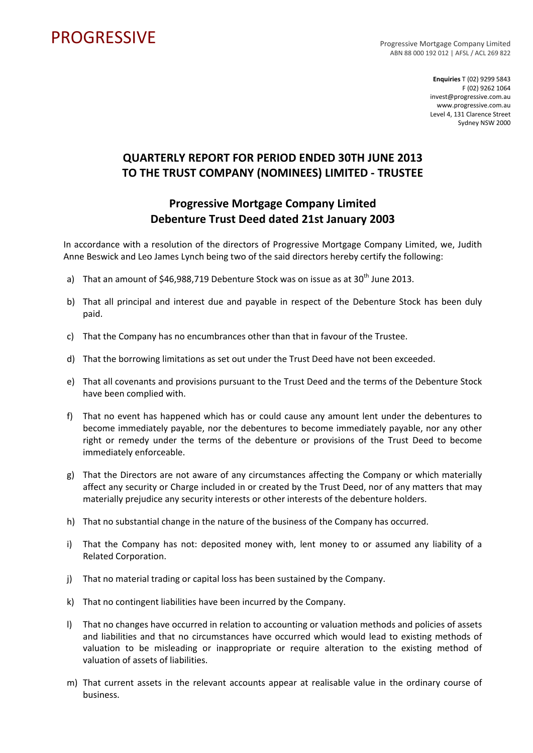PROGRESSIVE

Progressive Mortgage Company Limited
ABN 88 000 192 012 | AFSL / ACL 269 822

**Enquiries** T (02) 9299 5843
F (02) 9262 1064
invest@progressive.com.au
www.progressive.com.au
Level 4, 131 Clarence Street
Sydney NSW 2000

## QUARTERLY REPORT FOR PERIOD ENDED 30TH JUNE 2013
## TO THE TRUST COMPANY (NOMINEES) LIMITED - TRUSTEE

### Progressive Mortgage Company Limited
### Debenture Trust Deed dated 21st January 2003

In accordance with a resolution of the directors of Progressive Mortgage Company Limited, we, Judith Anne Beswick and Leo James Lynch being two of the said directors hereby certify the following:

a) That an amount of $46,988,719 Debenture Stock was on issue as at 30th June 2013.

b) That all principal and interest due and payable in respect of the Debenture Stock has been duly paid.

c) That the Company has no encumbrances other than that in favour of the Trustee.

d) That the borrowing limitations as set out under the Trust Deed have not been exceeded.

e) That all covenants and provisions pursuant to the Trust Deed and the terms of the Debenture Stock have been complied with.

f) That no event has happened which has or could cause any amount lent under the debentures to become immediately payable, nor the debentures to become immediately payable, nor any other right or remedy under the terms of the debenture or provisions of the Trust Deed to become immediately enforceable.

g) That the Directors are not aware of any circumstances affecting the Company or which materially affect any security or Charge included in or created by the Trust Deed, nor of any matters that may materially prejudice any security interests or other interests of the debenture holders.

h) That no substantial change in the nature of the business of the Company has occurred.

i) That the Company has not: deposited money with, lent money to or assumed any liability of a Related Corporation.

j) That no material trading or capital loss has been sustained by the Company.

k) That no contingent liabilities have been incurred by the Company.

l) That no changes have occurred in relation to accounting or valuation methods and policies of assets and liabilities and that no circumstances have occurred which would lead to existing methods of valuation to be misleading or inappropriate or require alteration to the existing method of valuation of assets of liabilities.

m) That current assets in the relevant accounts appear at realisable value in the ordinary course of business.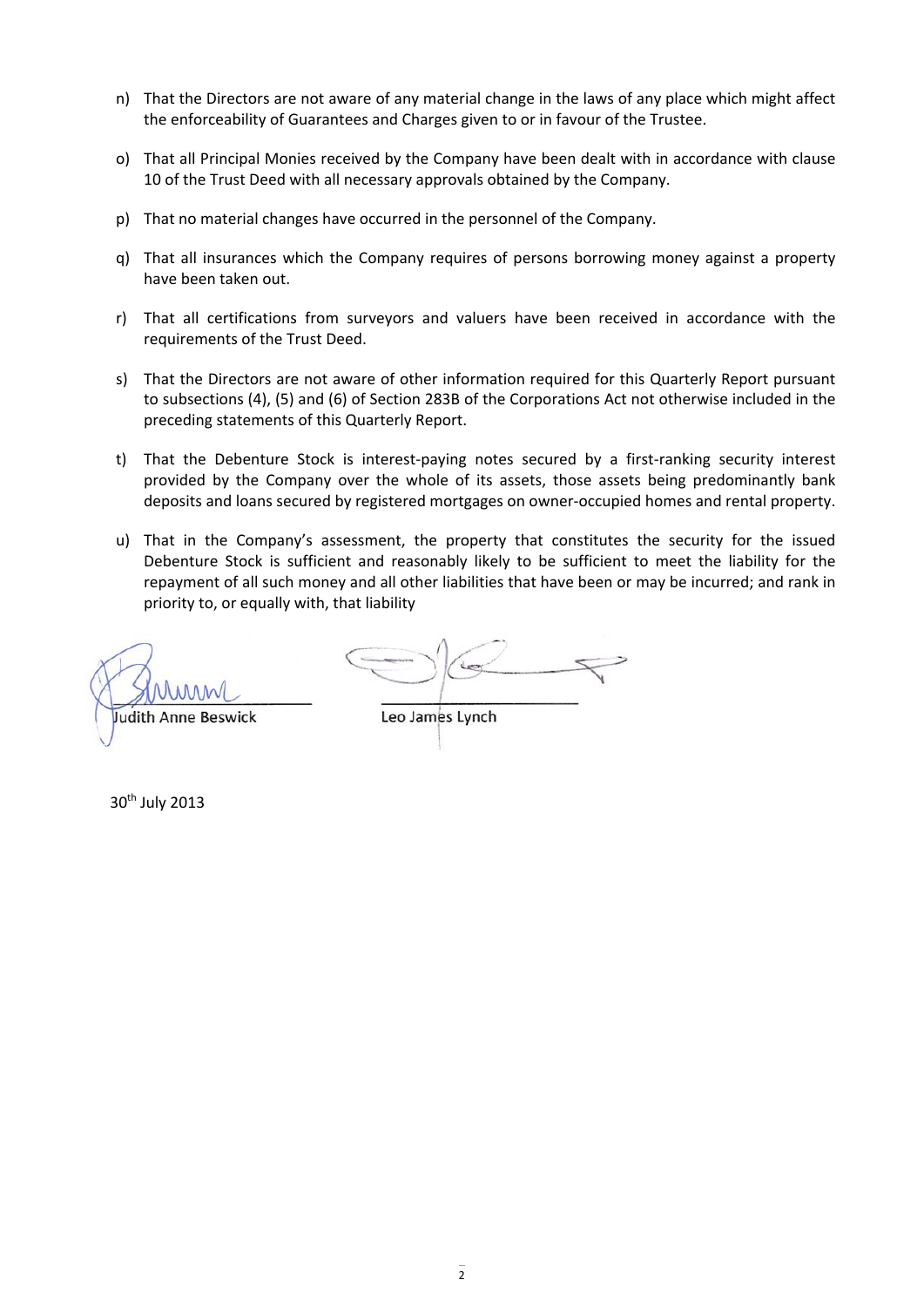n) That the Directors are not aware of any material change in the laws of any place which might affect the enforceability of Guarantees and Charges given to or in favour of the Trustee.

o) That all Principal Monies received by the Company have been dealt with in accordance with clause 10 of the Trust Deed with all necessary approvals obtained by the Company.

p) That no material changes have occurred in the personnel of the Company.

q) That all insurances which the Company requires of persons borrowing money against a property have been taken out.

r) That all certifications from surveyors and valuers have been received in accordance with the requirements of the Trust Deed.

s) That the Directors are not aware of other information required for this Quarterly Report pursuant to subsections (4), (5) and (6) of Section 283B of the Corporations Act not otherwise included in the preceding statements of this Quarterly Report.

t) That the Debenture Stock is interest-paying notes secured by a first-ranking security interest provided by the Company over the whole of its assets, those assets being predominantly bank deposits and loans secured by registered mortgages on owner-occupied homes and rental property.

u) That in the Company's assessment, the property that constitutes the security for the issued Debenture Stock is sufficient and reasonably likely to be sufficient to meet the liability for the repayment of all such money and all other liabilities that have been or may be incurred; and rank in priority to, or equally with, that liability

Judith Anne Beswick

Leo James Lynch

30th July 2013